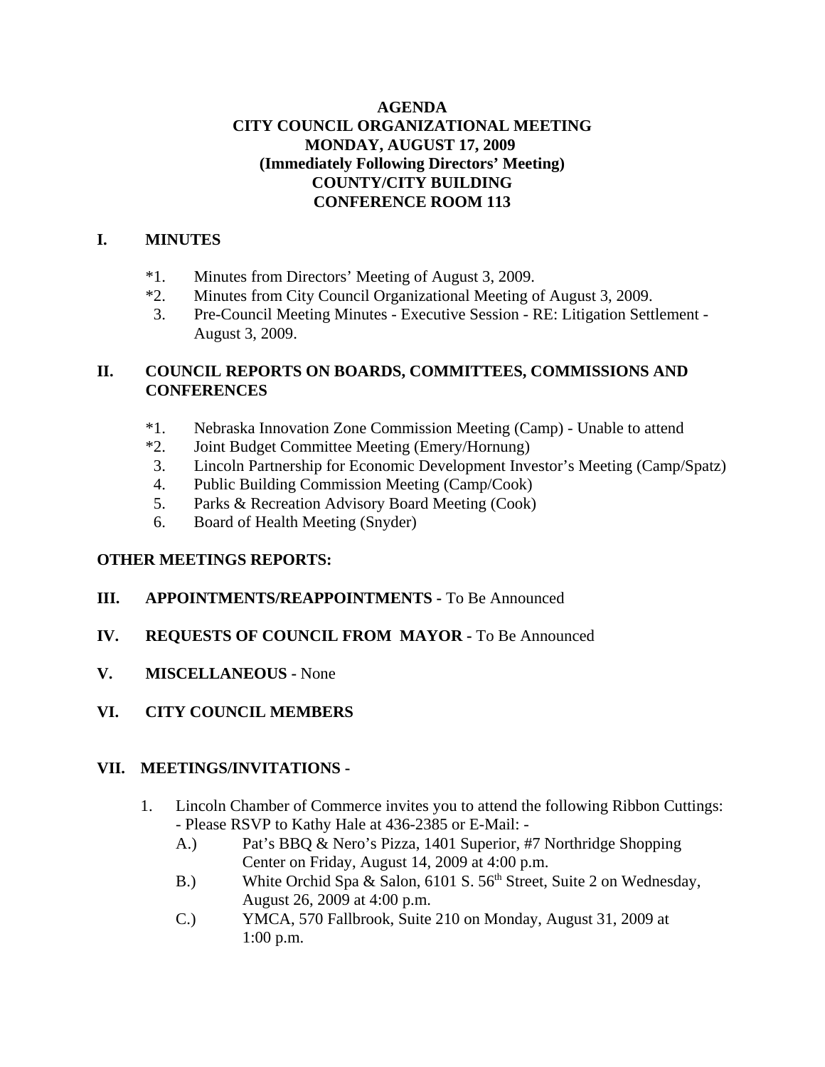**AGENDA**
**CITY COUNCIL ORGANIZATIONAL MEETING**
**MONDAY, AUGUST 17, 2009**
**(Immediately Following Directors' Meeting)**
**COUNTY/CITY BUILDING**
**CONFERENCE ROOM 113**

## I. MINUTES

*1. Minutes from Directors' Meeting of August 3, 2009.
*2. Minutes from City Council Organizational Meeting of August 3, 2009.
3. Pre-Council Meeting Minutes - Executive Session - RE: Litigation Settlement - August 3, 2009.

## II. COUNCIL REPORTS ON BOARDS, COMMITTEES, COMMISSIONS AND CONFERENCES

*1. Nebraska Innovation Zone Commission Meeting (Camp) - Unable to attend
*2. Joint Budget Committee Meeting (Emery/Hornung)
3. Lincoln Partnership for Economic Development Investor's Meeting (Camp/Spatz)
4. Public Building Commission Meeting (Camp/Cook)
5. Parks & Recreation Advisory Board Meeting (Cook)
6. Board of Health Meeting (Snyder)

**OTHER MEETINGS REPORTS:**

## III. APPOINTMENTS/REAPPOINTMENTS - To Be Announced

## IV. REQUESTS OF COUNCIL FROM MAYOR - To Be Announced

## V. MISCELLANEOUS - None

## VI. CITY COUNCIL MEMBERS

## VII. MEETINGS/INVITATIONS -

1. Lincoln Chamber of Commerce invites you to attend the following Ribbon Cuttings: - Please RSVP to Kathy Hale at 436-2385 or E-Mail: -
   A.) Pat's BBQ & Nero's Pizza, 1401 Superior, #7 Northridge Shopping Center on Friday, August 14, 2009 at 4:00 p.m.
   B.) White Orchid Spa & Salon, 6101 S. 56th Street, Suite 2 on Wednesday, August 26, 2009 at 4:00 p.m.
   C.) YMCA, 570 Fallbrook, Suite 210 on Monday, August 31, 2009 at 1:00 p.m.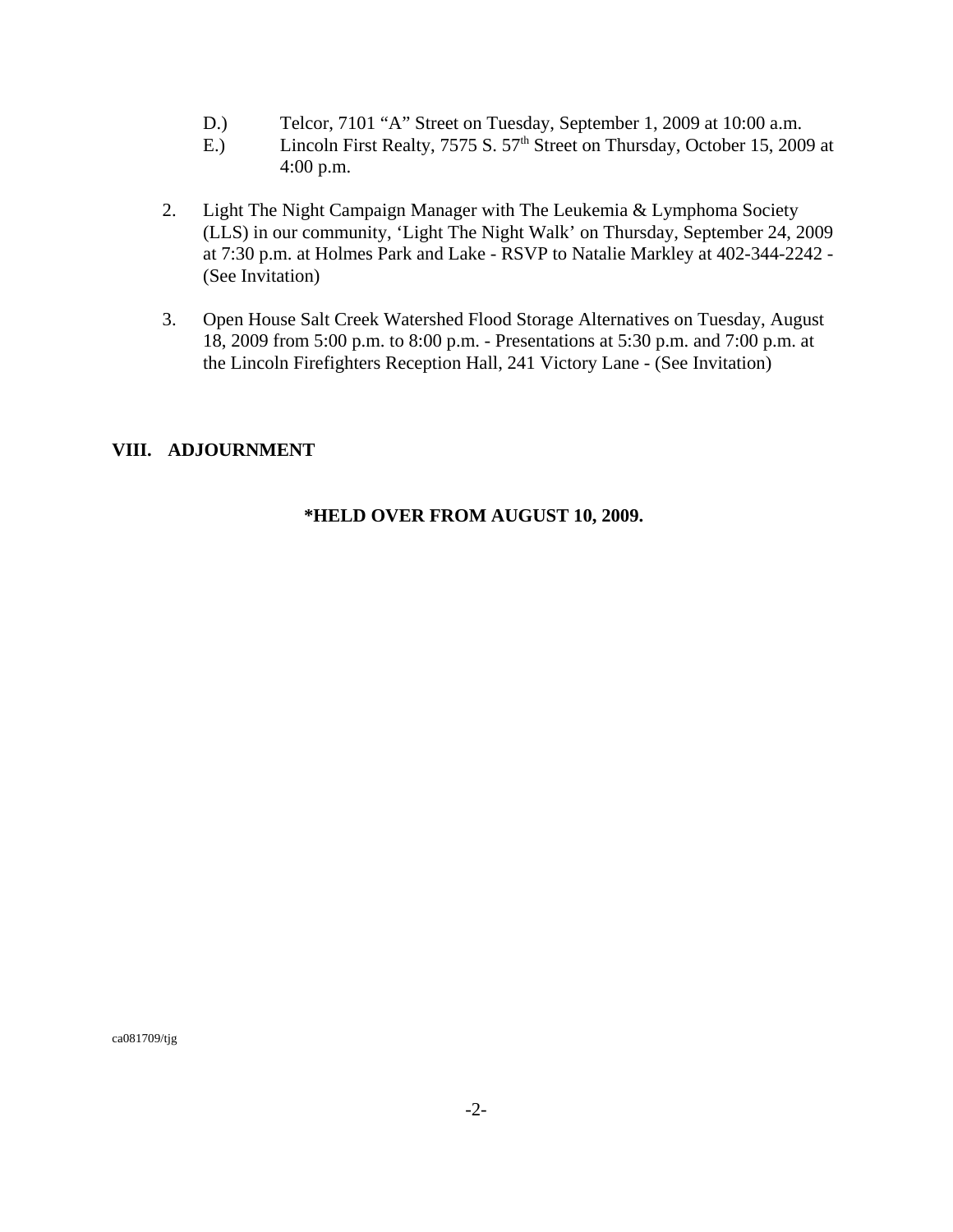D.) Telcor, 7101 "A" Street on Tuesday, September 1, 2009 at 10:00 a.m.
E.) Lincoln First Realty, 7575 S. 57th Street on Thursday, October 15, 2009 at 4:00 p.m.

2. Light The Night Campaign Manager with The Leukemia & Lymphoma Society (LLS) in our community, 'Light The Night Walk' on Thursday, September 24, 2009 at 7:30 p.m. at Holmes Park and Lake - RSVP to Natalie Markley at 402-344-2242 - (See Invitation)

3. Open House Salt Creek Watershed Flood Storage Alternatives on Tuesday, August 18, 2009 from 5:00 p.m. to 8:00 p.m. - Presentations at 5:30 p.m. and 7:00 p.m. at the Lincoln Firefighters Reception Hall, 241 Victory Lane - (See Invitation)

## VIII. ADJOURNMENT

**\*HELD OVER FROM AUGUST 10, 2009.**

ca081709/tjg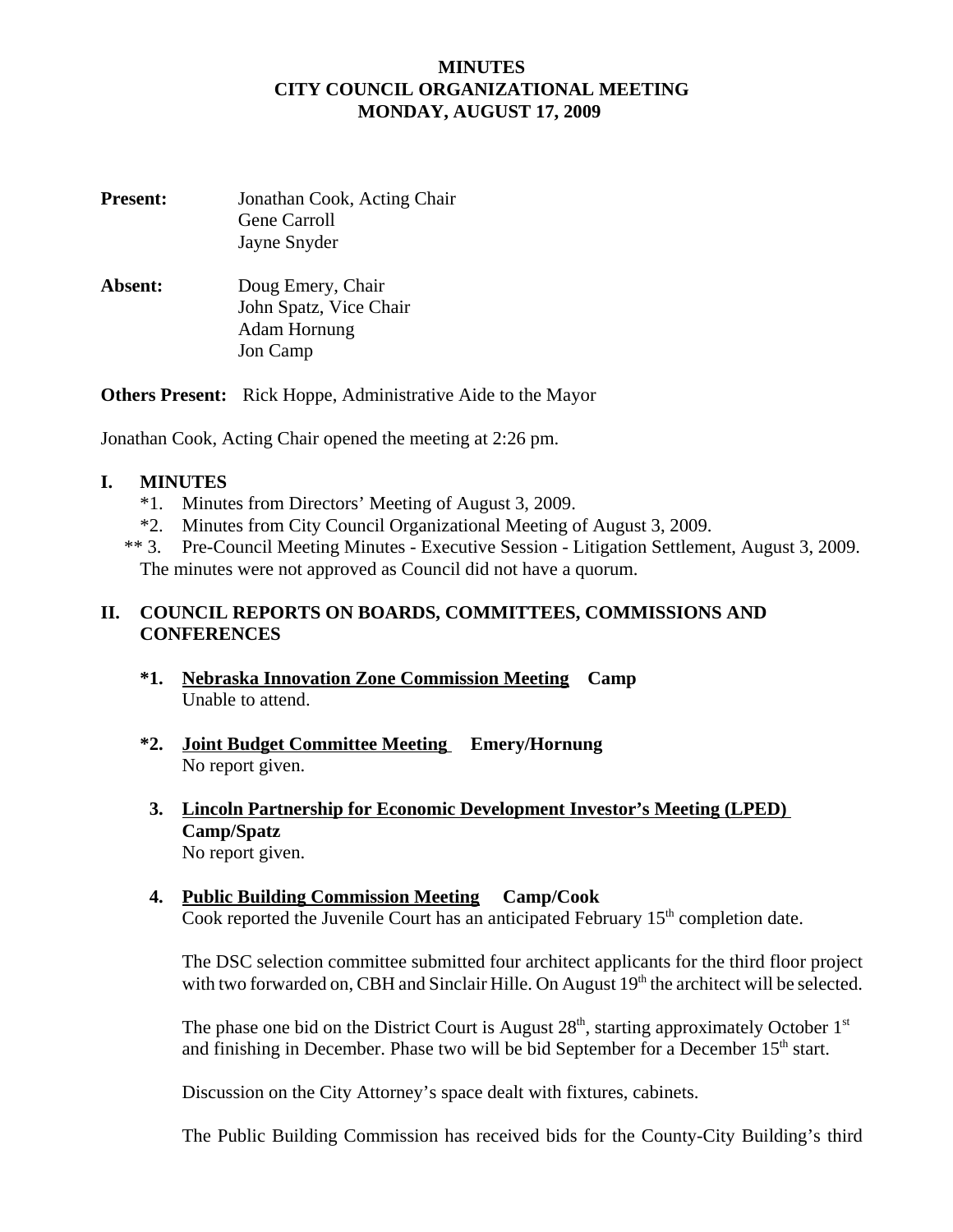# MINUTES
# CITY COUNCIL ORGANIZATIONAL MEETING
# MONDAY, AUGUST 17, 2009

**Present:** Jonathan Cook, Acting Chair
Gene Carroll
Jayne Snyder

**Absent:** Doug Emery, Chair
John Spatz, Vice Chair
Adam Hornung
Jon Camp

**Others Present:** Rick Hoppe, Administrative Aide to the Mayor

Jonathan Cook, Acting Chair opened the meeting at 2:26 pm.

## I. MINUTES

*1. Minutes from Directors' Meeting of August 3, 2009.
*2. Minutes from City Council Organizational Meeting of August 3, 2009.
** 3. Pre-Council Meeting Minutes - Executive Session - Litigation Settlement, August 3, 2009.

The minutes were not approved as Council did not have a quorum.

## II. COUNCIL REPORTS ON BOARDS, COMMITTEES, COMMISSIONS AND CONFERENCES

**\*1. Nebraska Innovation Zone Commission Meeting Camp**
Unable to attend.

**\*2. Joint Budget Committee Meeting Emery/Hornung**
No report given.

**3. Lincoln Partnership for Economic Development Investor's Meeting (LPED) Camp/Spatz**
No report given.

**4. Public Building Commission Meeting Camp/Cook**
Cook reported the Juvenile Court has an anticipated February 15th completion date.

The DSC selection committee submitted four architect applicants for the third floor project with two forwarded on, CBH and Sinclair Hille. On August 19th the architect will be selected.

The phase one bid on the District Court is August 28th, starting approximately October 1st and finishing in December. Phase two will be bid September for a December 15th start.

Discussion on the City Attorney's space dealt with fixtures, cabinets.

The Public Building Commission has received bids for the County-City Building's third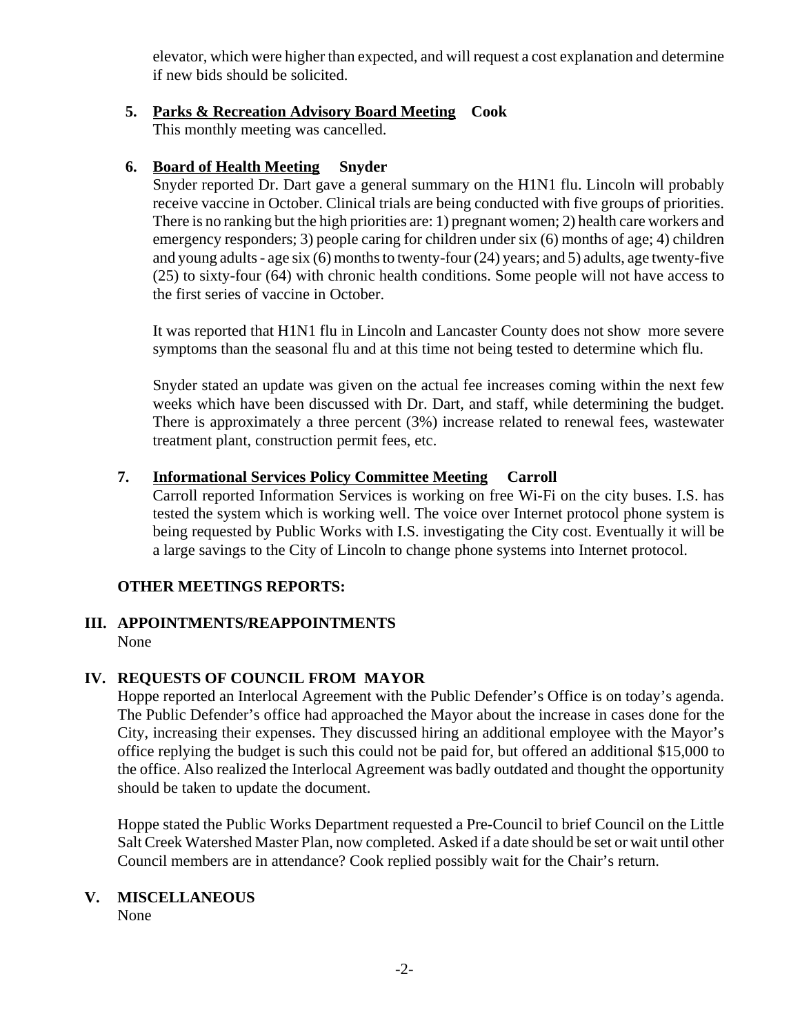elevator, which were higher than expected, and will request a cost explanation and determine if new bids should be solicited.

5. **Parks & Recreation Advisory Board Meeting** **Cook**
   This monthly meeting was cancelled.

6. **Board of Health Meeting** **Snyder**
   Snyder reported Dr. Dart gave a general summary on the H1N1 flu. Lincoln will probably receive vaccine in October. Clinical trials are being conducted with five groups of priorities. There is no ranking but the high priorities are: 1) pregnant women; 2) health care workers and emergency responders; 3) people caring for children under six (6) months of age; 4) children and young adults - age six (6) months to twenty-four (24) years; and 5) adults, age twenty-five (25) to sixty-four (64) with chronic health conditions. Some people will not have access to the first series of vaccine in October.

   It was reported that H1N1 flu in Lincoln and Lancaster County does not show more severe symptoms than the seasonal flu and at this time not being tested to determine which flu.

   Snyder stated an update was given on the actual fee increases coming within the next few weeks which have been discussed with Dr. Dart, and staff, while determining the budget. There is approximately a three percent (3%) increase related to renewal fees, wastewater treatment plant, construction permit fees, etc.

7. **Informational Services Policy Committee Meeting** **Carroll**
   Carroll reported Information Services is working on free Wi-Fi on the city buses. I.S. has tested the system which is working well. The voice over Internet protocol phone system is being requested by Public Works with I.S. investigating the City cost. Eventually it will be a large savings to the City of Lincoln to change phone systems into Internet protocol.

**OTHER MEETINGS REPORTS:**

## III. APPOINTMENTS/REAPPOINTMENTS

None

## IV. REQUESTS OF COUNCIL FROM MAYOR

Hoppe reported an Interlocal Agreement with the Public Defender's Office is on today's agenda. The Public Defender's office had approached the Mayor about the increase in cases done for the City, increasing their expenses. They discussed hiring an additional employee with the Mayor's office replying the budget is such this could not be paid for, but offered an additional $15,000 to the office. Also realized the Interlocal Agreement was badly outdated and thought the opportunity should be taken to update the document.

Hoppe stated the Public Works Department requested a Pre-Council to brief Council on the Little Salt Creek Watershed Master Plan, now completed. Asked if a date should be set or wait until other Council members are in attendance? Cook replied possibly wait for the Chair's return.

## V. MISCELLANEOUS

None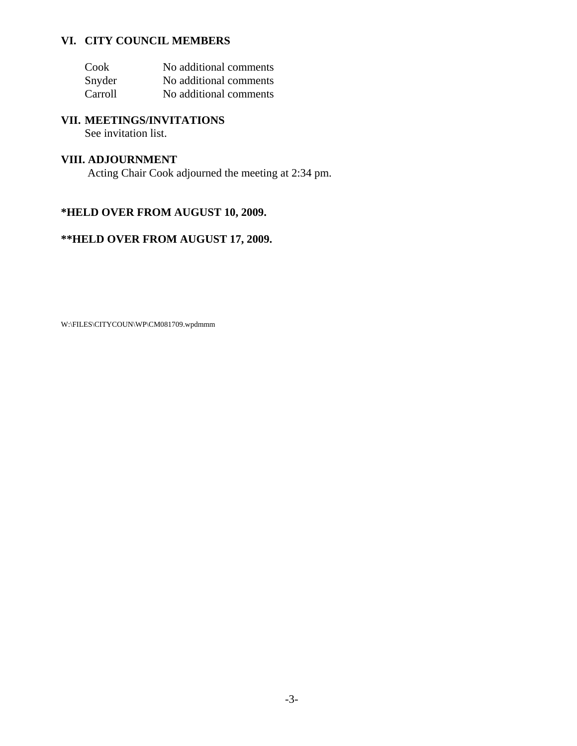## VI. CITY COUNCIL MEMBERS

| | |
|---|---|
| Cook | No additional comments |
| Snyder | No additional comments |
| Carroll | No additional comments |

## VII. MEETINGS/INVITATIONS

See invitation list.

## VIII. ADJOURNMENT

Acting Chair Cook adjourned the meeting at 2:34 pm.

**\*HELD OVER FROM AUGUST 10, 2009.**

**\*\*HELD OVER FROM AUGUST 17, 2009.**

W:\FILES\CITYCOUN\WP\CM081709.wpdmmm